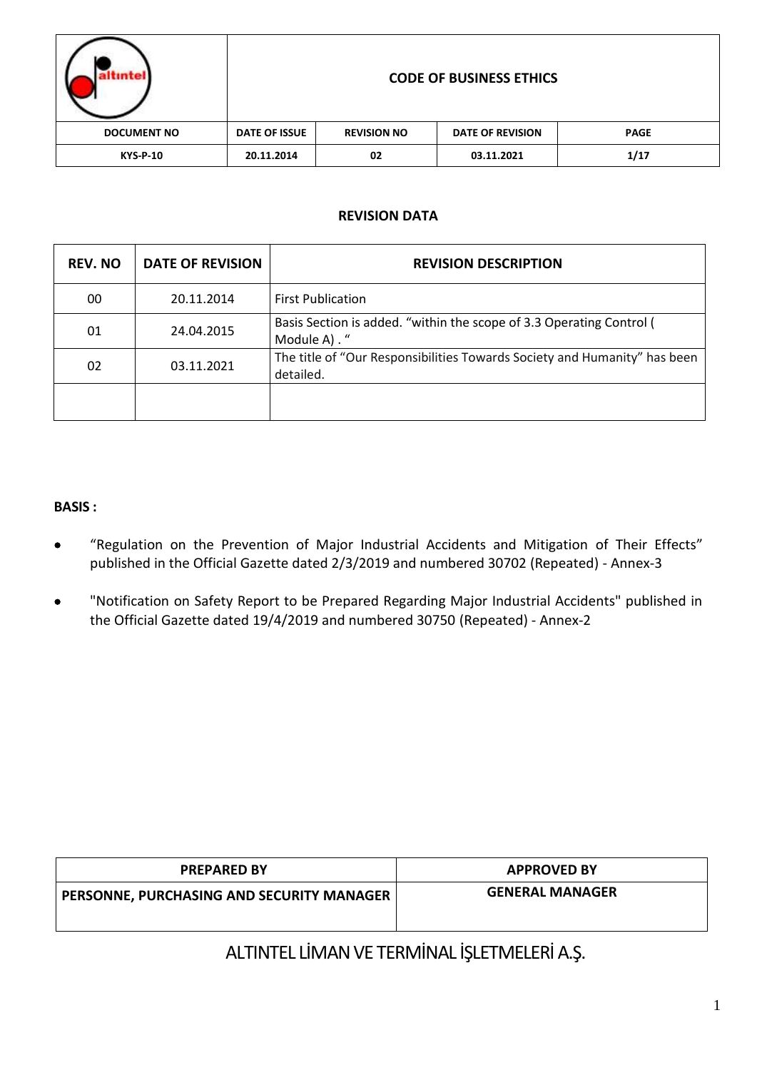| | CODE OF BUSINESS ETHICS | | | |
|---|---|---|---|---|
| **DOCUMENT NO** | **DATE OF ISSUE** | **REVISION NO** | **DATE OF REVISION** | **PAGE** |
| **KYS-P-10** | **20.11.2014** | **02** | **03.11.2021** | **1/17** |

## REVISION DATA

| REV. NO | DATE OF REVISION | REVISION DESCRIPTION |
|---|---|---|
| 00 | 20.11.2014 | First Publication |
| 01 | 24.04.2015 | Basis Section is added. "within the scope of 3.3 Operating Control ( Module A) . " |
| 02 | 03.11.2021 | The title of "Our Responsibilities Towards Society and Humanity" has been detailed. |
| | | |

**BASIS :**

- "Regulation on the Prevention of Major Industrial Accidents and Mitigation of Their Effects" published in the Official Gazette dated 2/3/2019 and numbered 30702 (Repeated) - Annex-3
- "Notification on Safety Report to be Prepared Regarding Major Industrial Accidents" published in the Official Gazette dated 19/4/2019 and numbered 30750 (Repeated) - Annex-2

| PREPARED BY | APPROVED BY |
|---|---|
| PERSONNE, PURCHASING AND SECURITY MANAGER | GENERAL MANAGER |

ALTINTEL LİMAN VE TERMİNAL İŞLETMELERİ A.Ş.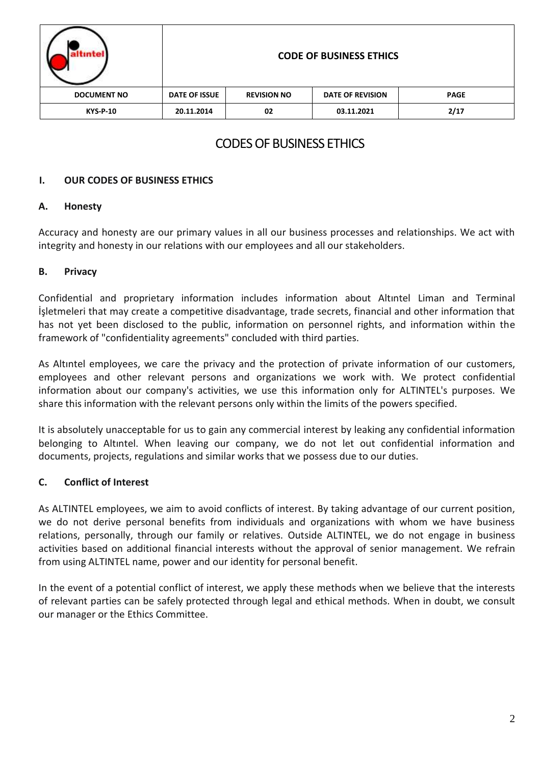# CODES OF BUSINESS ETHICS

## I. OUR CODES OF BUSINESS ETHICS

### A. Honesty

Accuracy and honesty are our primary values in all our business processes and relationships. We act with integrity and honesty in our relations with our employees and all our stakeholders.

### B. Privacy

Confidential and proprietary information includes information about Altıntel Liman and Terminal İşletmeleri that may create a competitive disadvantage, trade secrets, financial and other information that has not yet been disclosed to the public, information on personnel rights, and information within the framework of "confidentiality agreements" concluded with third parties.

As Altıntel employees, we care the privacy and the protection of private information of our customers, employees and other relevant persons and organizations we work with. We protect confidential information about our company's activities, we use this information only for ALTINTEL's purposes. We share this information with the relevant persons only within the limits of the powers specified.

It is absolutely unacceptable for us to gain any commercial interest by leaking any confidential information belonging to Altıntel. When leaving our company, we do not let out confidential information and documents, projects, regulations and similar works that we possess due to our duties.

### C. Conflict of Interest

As ALTINTEL employees, we aim to avoid conflicts of interest. By taking advantage of our current position, we do not derive personal benefits from individuals and organizations with whom we have business relations, personally, through our family or relatives. Outside ALTINTEL, we do not engage in business activities based on additional financial interests without the approval of senior management. We refrain from using ALTINTEL name, power and our identity for personal benefit.

In the event of a potential conflict of interest, we apply these methods when we believe that the interests of relevant parties can be safely protected through legal and ethical methods. When in doubt, we consult our manager or the Ethics Committee.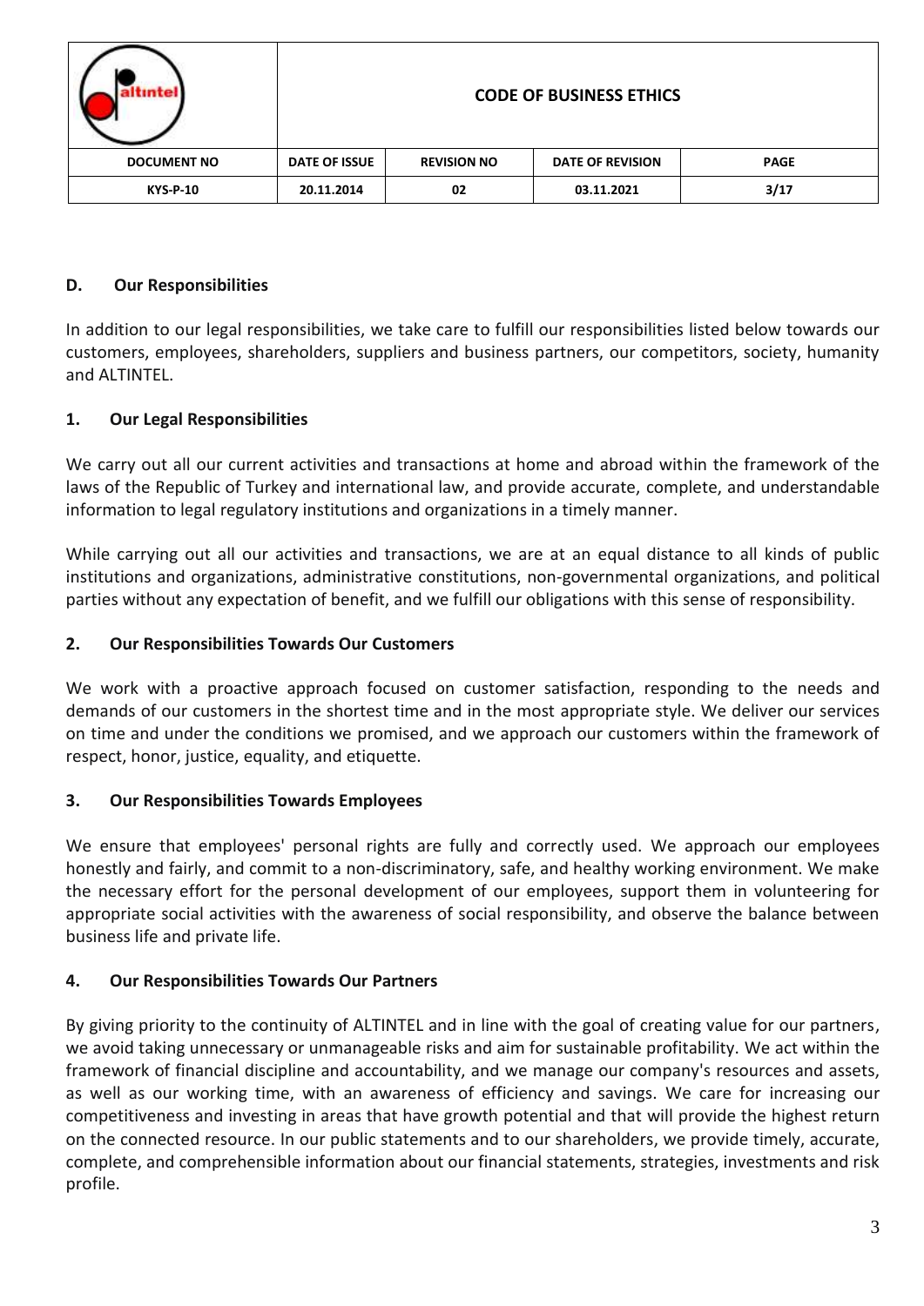## D. Our Responsibilities

In addition to our legal responsibilities, we take care to fulfill our responsibilities listed below towards our customers, employees, shareholders, suppliers and business partners, our competitors, society, humanity and ALTINTEL.

### 1. Our Legal Responsibilities

We carry out all our current activities and transactions at home and abroad within the framework of the laws of the Republic of Turkey and international law, and provide accurate, complete, and understandable information to legal regulatory institutions and organizations in a timely manner.

While carrying out all our activities and transactions, we are at an equal distance to all kinds of public institutions and organizations, administrative constitutions, non-governmental organizations, and political parties without any expectation of benefit, and we fulfill our obligations with this sense of responsibility.

### 2. Our Responsibilities Towards Our Customers

We work with a proactive approach focused on customer satisfaction, responding to the needs and demands of our customers in the shortest time and in the most appropriate style. We deliver our services on time and under the conditions we promised, and we approach our customers within the framework of respect, honor, justice, equality, and etiquette.

### 3. Our Responsibilities Towards Employees

We ensure that employees' personal rights are fully and correctly used. We approach our employees honestly and fairly, and commit to a non-discriminatory, safe, and healthy working environment. We make the necessary effort for the personal development of our employees, support them in volunteering for appropriate social activities with the awareness of social responsibility, and observe the balance between business life and private life.

### 4. Our Responsibilities Towards Our Partners

By giving priority to the continuity of ALTINTEL and in line with the goal of creating value for our partners, we avoid taking unnecessary or unmanageable risks and aim for sustainable profitability. We act within the framework of financial discipline and accountability, and we manage our company's resources and assets, as well as our working time, with an awareness of efficiency and savings. We care for increasing our competitiveness and investing in areas that have growth potential and that will provide the highest return on the connected resource. In our public statements and to our shareholders, we provide timely, accurate, complete, and comprehensible information about our financial statements, strategies, investments and risk profile.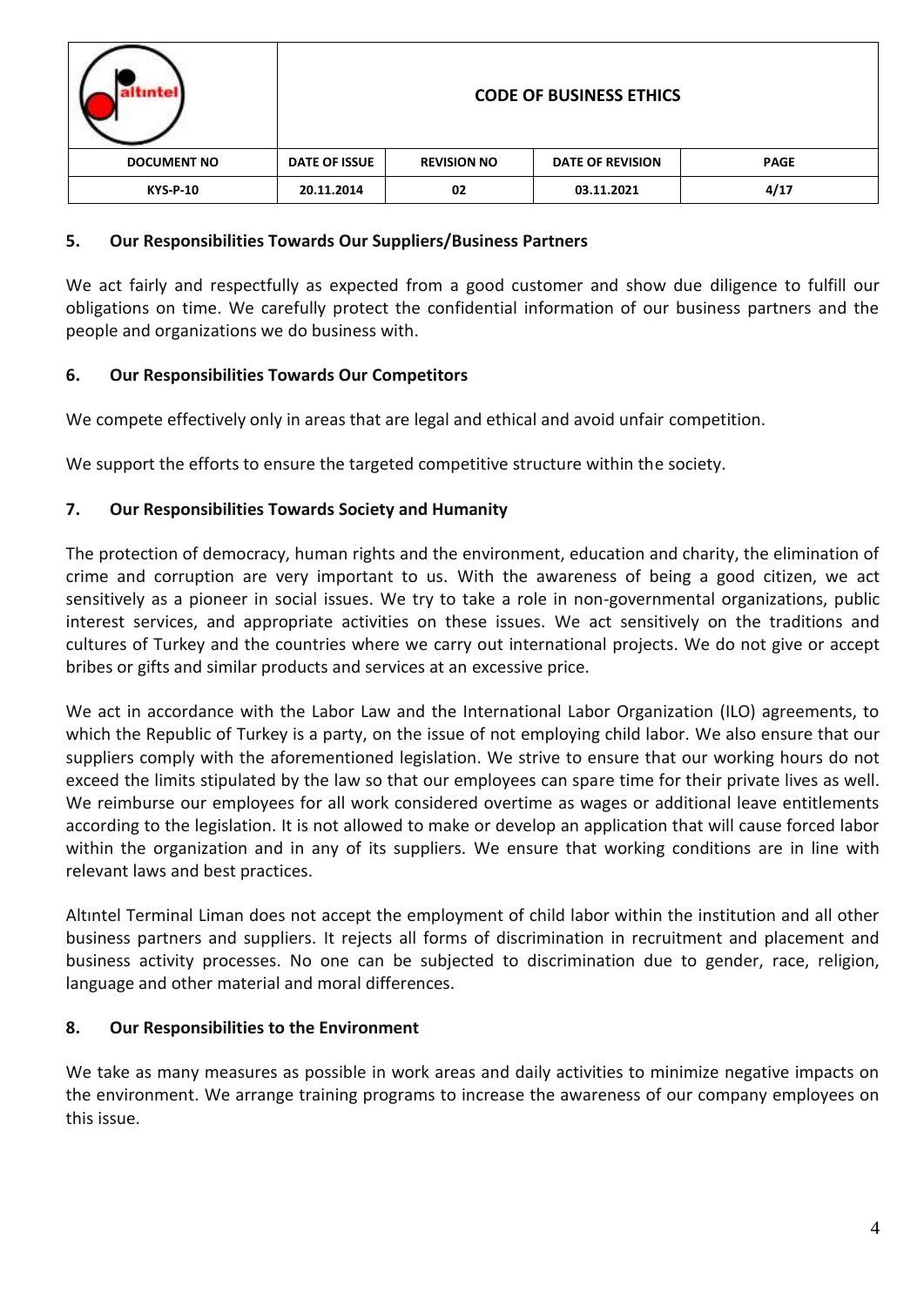## 5. Our Responsibilities Towards Our Suppliers/Business Partners

We act fairly and respectfully as expected from a good customer and show due diligence to fulfill our obligations on time. We carefully protect the confidential information of our business partners and the people and organizations we do business with.

## 6. Our Responsibilities Towards Our Competitors

We compete effectively only in areas that are legal and ethical and avoid unfair competition.

We support the efforts to ensure the targeted competitive structure within the society.

## 7. Our Responsibilities Towards Society and Humanity

The protection of democracy, human rights and the environment, education and charity, the elimination of crime and corruption are very important to us. With the awareness of being a good citizen, we act sensitively as a pioneer in social issues. We try to take a role in non-governmental organizations, public interest services, and appropriate activities on these issues. We act sensitively on the traditions and cultures of Turkey and the countries where we carry out international projects. We do not give or accept bribes or gifts and similar products and services at an excessive price.

We act in accordance with the Labor Law and the International Labor Organization (ILO) agreements, to which the Republic of Turkey is a party, on the issue of not employing child labor. We also ensure that our suppliers comply with the aforementioned legislation. We strive to ensure that our working hours do not exceed the limits stipulated by the law so that our employees can spare time for their private lives as well. We reimburse our employees for all work considered overtime as wages or additional leave entitlements according to the legislation. It is not allowed to make or develop an application that will cause forced labor within the organization and in any of its suppliers. We ensure that working conditions are in line with relevant laws and best practices.

Altıntel Terminal Liman does not accept the employment of child labor within the institution and all other business partners and suppliers. It rejects all forms of discrimination in recruitment and placement and business activity processes. No one can be subjected to discrimination due to gender, race, religion, language and other material and moral differences.

## 8. Our Responsibilities to the Environment

We take as many measures as possible in work areas and daily activities to minimize negative impacts on the environment. We arrange training programs to increase the awareness of our company employees on this issue.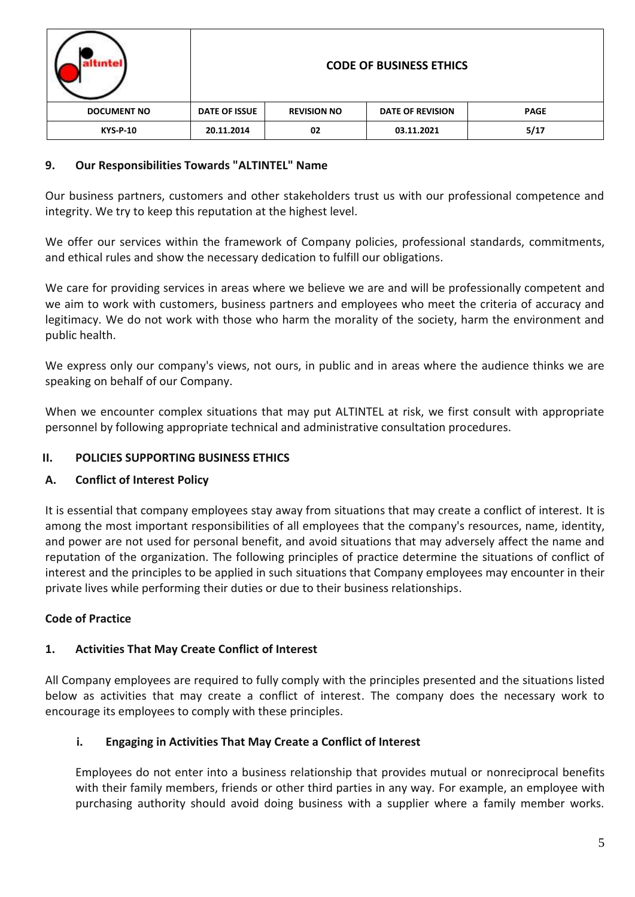## 9. Our Responsibilities Towards "ALTINTEL" Name

Our business partners, customers and other stakeholders trust us with our professional competence and integrity. We try to keep this reputation at the highest level.

We offer our services within the framework of Company policies, professional standards, commitments, and ethical rules and show the necessary dedication to fulfill our obligations.

We care for providing services in areas where we believe we are and will be professionally competent and we aim to work with customers, business partners and employees who meet the criteria of accuracy and legitimacy. We do not work with those who harm the morality of the society, harm the environment and public health.

We express only our company's views, not ours, in public and in areas where the audience thinks we are speaking on behalf of our Company.

When we encounter complex situations that may put ALTINTEL at risk, we first consult with appropriate personnel by following appropriate technical and administrative consultation procedures.

# II. POLICIES SUPPORTING BUSINESS ETHICS

## A. Conflict of Interest Policy

It is essential that company employees stay away from situations that may create a conflict of interest. It is among the most important responsibilities of all employees that the company's resources, name, identity, and power are not used for personal benefit, and avoid situations that may adversely affect the name and reputation of the organization. The following principles of practice determine the situations of conflict of interest and the principles to be applied in such situations that Company employees may encounter in their private lives while performing their duties or due to their business relationships.

**Code of Practice**

### 1. Activities That May Create Conflict of Interest

All Company employees are required to fully comply with the principles presented and the situations listed below as activities that may create a conflict of interest. The company does the necessary work to encourage its employees to comply with these principles.

#### i. Engaging in Activities That May Create a Conflict of Interest

Employees do not enter into a business relationship that provides mutual or nonreciprocal benefits with their family members, friends or other third parties in any way. For example, an employee with purchasing authority should avoid doing business with a supplier where a family member works.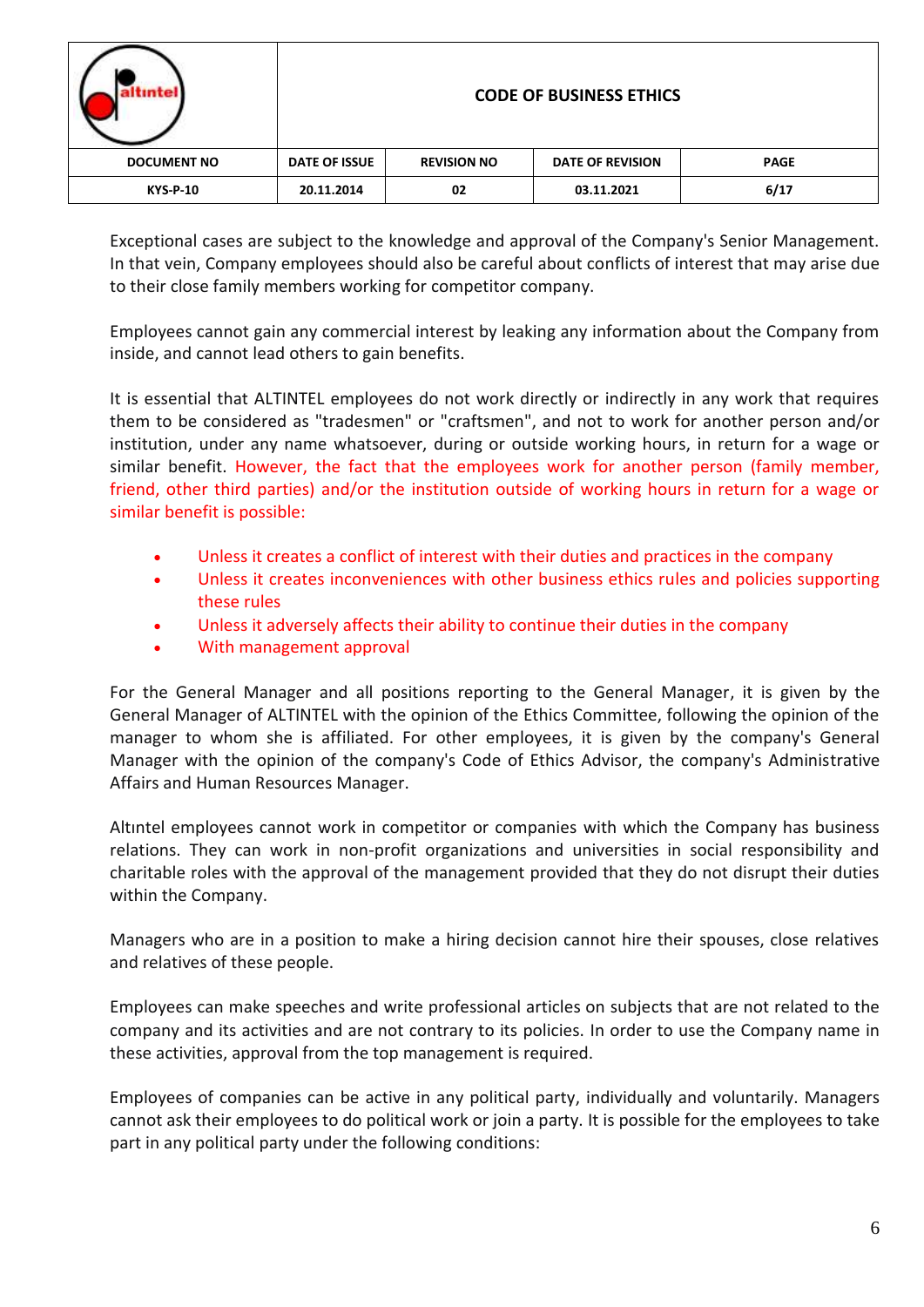Exceptional cases are subject to the knowledge and approval of the Company's Senior Management. In that vein, Company employees should also be careful about conflicts of interest that may arise due to their close family members working for competitor company.

Employees cannot gain any commercial interest by leaking any information about the Company from inside, and cannot lead others to gain benefits.

It is essential that ALTINTEL employees do not work directly or indirectly in any work that requires them to be considered as "tradesmen" or "craftsmen", and not to work for another person and/or institution, under any name whatsoever, during or outside working hours, in return for a wage or similar benefit. However, the fact that the employees work for another person (family member, friend, other third parties) and/or the institution outside of working hours in return for a wage or similar benefit is possible:

- Unless it creates a conflict of interest with their duties and practices in the company
- Unless it creates inconveniences with other business ethics rules and policies supporting these rules
- Unless it adversely affects their ability to continue their duties in the company
- With management approval

For the General Manager and all positions reporting to the General Manager, it is given by the General Manager of ALTINTEL with the opinion of the Ethics Committee, following the opinion of the manager to whom she is affiliated. For other employees, it is given by the company's General Manager with the opinion of the company's Code of Ethics Advisor, the company's Administrative Affairs and Human Resources Manager.

Altıntel employees cannot work in competitor or companies with which the Company has business relations. They can work in non-profit organizations and universities in social responsibility and charitable roles with the approval of the management provided that they do not disrupt their duties within the Company.

Managers who are in a position to make a hiring decision cannot hire their spouses, close relatives and relatives of these people.

Employees can make speeches and write professional articles on subjects that are not related to the company and its activities and are not contrary to its policies. In order to use the Company name in these activities, approval from the top management is required.

Employees of companies can be active in any political party, individually and voluntarily. Managers cannot ask their employees to do political work or join a party. It is possible for the employees to take part in any political party under the following conditions: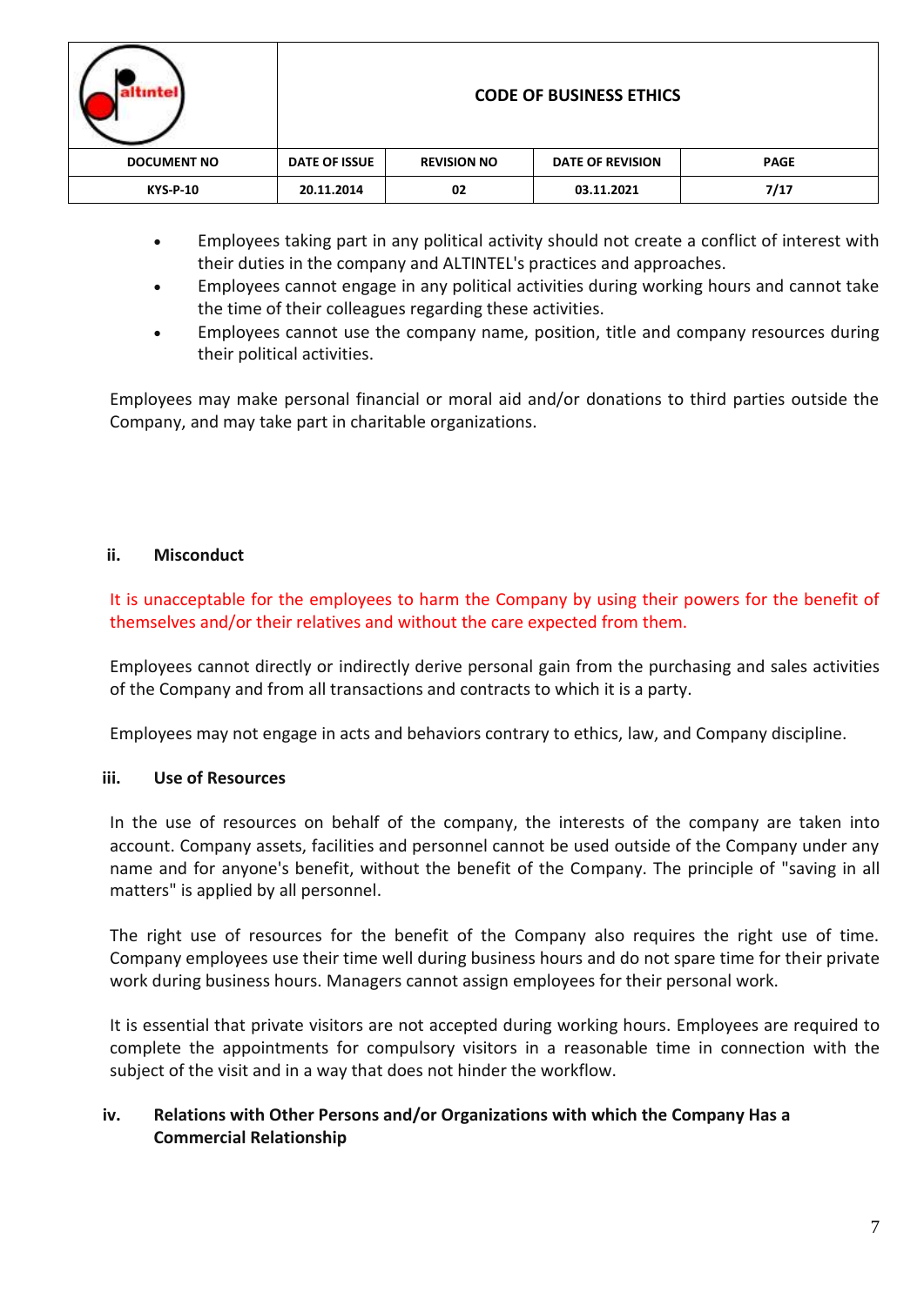- Employees taking part in any political activity should not create a conflict of interest with their duties in the company and ALTINTEL's practices and approaches.
- Employees cannot engage in any political activities during working hours and cannot take the time of their colleagues regarding these activities.
- Employees cannot use the company name, position, title and company resources during their political activities.

Employees may make personal financial or moral aid and/or donations to third parties outside the Company, and may take part in charitable organizations.

### ii. Misconduct

It is unacceptable for the employees to harm the Company by using their powers for the benefit of themselves and/or their relatives and without the care expected from them.

Employees cannot directly or indirectly derive personal gain from the purchasing and sales activities of the Company and from all transactions and contracts to which it is a party.

Employees may not engage in acts and behaviors contrary to ethics, law, and Company discipline.

### iii. Use of Resources

In the use of resources on behalf of the company, the interests of the company are taken into account. Company assets, facilities and personnel cannot be used outside of the Company under any name and for anyone's benefit, without the benefit of the Company. The principle of "saving in all matters" is applied by all personnel.

The right use of resources for the benefit of the Company also requires the right use of time. Company employees use their time well during business hours and do not spare time for their private work during business hours. Managers cannot assign employees for their personal work.

It is essential that private visitors are not accepted during working hours. Employees are required to complete the appointments for compulsory visitors in a reasonable time in connection with the subject of the visit and in a way that does not hinder the workflow.

### iv. Relations with Other Persons and/or Organizations with which the Company Has a Commercial Relationship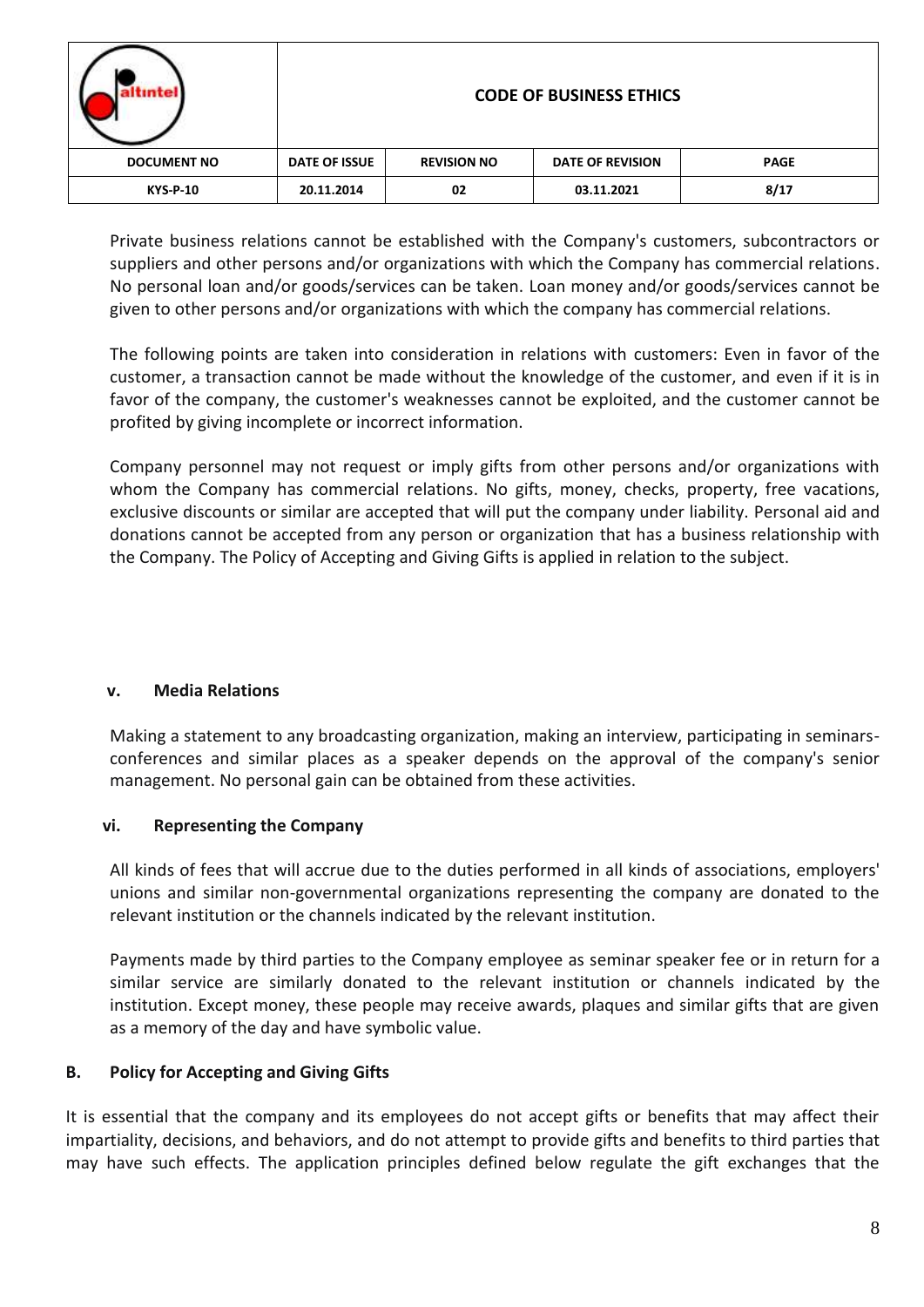Private business relations cannot be established with the Company's customers, subcontractors or suppliers and other persons and/or organizations with which the Company has commercial relations. No personal loan and/or goods/services can be taken. Loan money and/or goods/services cannot be given to other persons and/or organizations with which the company has commercial relations.

The following points are taken into consideration in relations with customers: Even in favor of the customer, a transaction cannot be made without the knowledge of the customer, and even if it is in favor of the company, the customer's weaknesses cannot be exploited, and the customer cannot be profited by giving incomplete or incorrect information.

Company personnel may not request or imply gifts from other persons and/or organizations with whom the Company has commercial relations. No gifts, money, checks, property, free vacations, exclusive discounts or similar are accepted that will put the company under liability. Personal aid and donations cannot be accepted from any person or organization that has a business relationship with the Company. The Policy of Accepting and Giving Gifts is applied in relation to the subject.

#### v. Media Relations

Making a statement to any broadcasting organization, making an interview, participating in seminars-conferences and similar places as a speaker depends on the approval of the company's senior management. No personal gain can be obtained from these activities.

#### vi. Representing the Company

All kinds of fees that will accrue due to the duties performed in all kinds of associations, employers' unions and similar non-governmental organizations representing the company are donated to the relevant institution or the channels indicated by the relevant institution.

Payments made by third parties to the Company employee as seminar speaker fee or in return for a similar service are similarly donated to the relevant institution or channels indicated by the institution. Except money, these people may receive awards, plaques and similar gifts that are given as a memory of the day and have symbolic value.

### B. Policy for Accepting and Giving Gifts

It is essential that the company and its employees do not accept gifts or benefits that may affect their impartiality, decisions, and behaviors, and do not attempt to provide gifts and benefits to third parties that may have such effects. The application principles defined below regulate the gift exchanges that the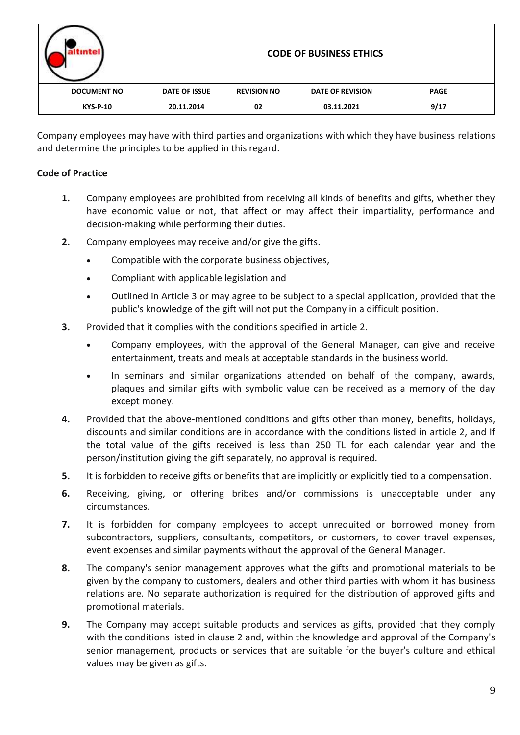Company employees may have with third parties and organizations with which they have business relations and determine the principles to be applied in this regard.

**Code of Practice**

1. Company employees are prohibited from receiving all kinds of benefits and gifts, whether they have economic value or not, that affect or may affect their impartiality, performance and decision-making while performing their duties.
2. Company employees may receive and/or give the gifts.
   - Compatible with the corporate business objectives,
   - Compliant with applicable legislation and
   - Outlined in Article 3 or may agree to be subject to a special application, provided that the public's knowledge of the gift will not put the Company in a difficult position.
3. Provided that it complies with the conditions specified in article 2.
   - Company employees, with the approval of the General Manager, can give and receive entertainment, treats and meals at acceptable standards in the business world.
   - In seminars and similar organizations attended on behalf of the company, awards, plaques and similar gifts with symbolic value can be received as a memory of the day except money.
4. Provided that the above-mentioned conditions and gifts other than money, benefits, holidays, discounts and similar conditions are in accordance with the conditions listed in article 2, and If the total value of the gifts received is less than 250 TL for each calendar year and the person/institution giving the gift separately, no approval is required.
5. It is forbidden to receive gifts or benefits that are implicitly or explicitly tied to a compensation.
6. Receiving, giving, or offering bribes and/or commissions is unacceptable under any circumstances.
7. It is forbidden for company employees to accept unrequited or borrowed money from subcontractors, suppliers, consultants, competitors, or customers, to cover travel expenses, event expenses and similar payments without the approval of the General Manager.
8. The company's senior management approves what the gifts and promotional materials to be given by the company to customers, dealers and other third parties with whom it has business relations are. No separate authorization is required for the distribution of approved gifts and promotional materials.
9. The Company may accept suitable products and services as gifts, provided that they comply with the conditions listed in clause 2 and, within the knowledge and approval of the Company's senior management, products or services that are suitable for the buyer's culture and ethical values may be given as gifts.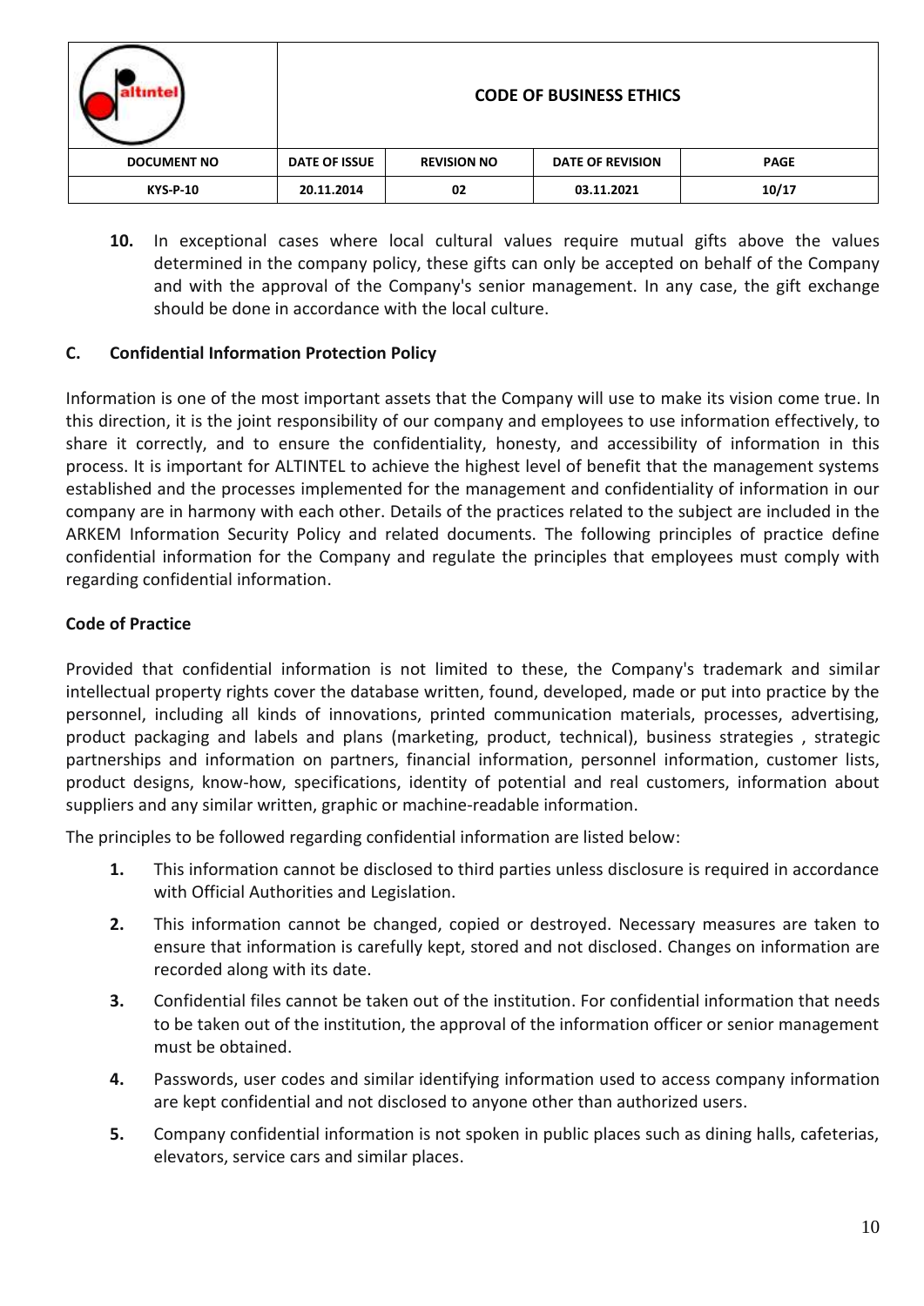10. In exceptional cases where local cultural values require mutual gifts above the values determined in the company policy, these gifts can only be accepted on behalf of the Company and with the approval of the Company's senior management. In any case, the gift exchange should be done in accordance with the local culture.

### C. Confidential Information Protection Policy

Information is one of the most important assets that the Company will use to make its vision come true. In this direction, it is the joint responsibility of our company and employees to use information effectively, to share it correctly, and to ensure the confidentiality, honesty, and accessibility of information in this process. It is important for ALTINTEL to achieve the highest level of benefit that the management systems established and the processes implemented for the management and confidentiality of information in our company are in harmony with each other. Details of the practices related to the subject are included in the ARKEM Information Security Policy and related documents. The following principles of practice define confidential information for the Company and regulate the principles that employees must comply with regarding confidential information.

#### Code of Practice

Provided that confidential information is not limited to these, the Company's trademark and similar intellectual property rights cover the database written, found, developed, made or put into practice by the personnel, including all kinds of innovations, printed communication materials, processes, advertising, product packaging and labels and plans (marketing, product, technical), business strategies , strategic partnerships and information on partners, financial information, personnel information, customer lists, product designs, know-how, specifications, identity of potential and real customers, information about suppliers and any similar written, graphic or machine-readable information.

The principles to be followed regarding confidential information are listed below:

1. This information cannot be disclosed to third parties unless disclosure is required in accordance with Official Authorities and Legislation.
2. This information cannot be changed, copied or destroyed. Necessary measures are taken to ensure that information is carefully kept, stored and not disclosed. Changes on information are recorded along with its date.
3. Confidential files cannot be taken out of the institution. For confidential information that needs to be taken out of the institution, the approval of the information officer or senior management must be obtained.
4. Passwords, user codes and similar identifying information used to access company information are kept confidential and not disclosed to anyone other than authorized users.
5. Company confidential information is not spoken in public places such as dining halls, cafeterias, elevators, service cars and similar places.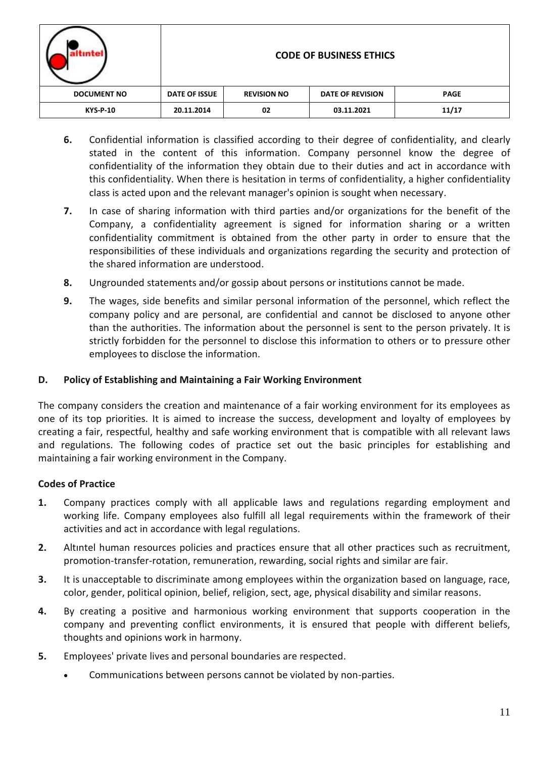6. Confidential information is classified according to their degree of confidentiality, and clearly stated in the content of this information. Company personnel know the degree of confidentiality of the information they obtain due to their duties and act in accordance with this confidentiality. When there is hesitation in terms of confidentiality, a higher confidentiality class is acted upon and the relevant manager's opinion is sought when necessary.
7. In case of sharing information with third parties and/or organizations for the benefit of the Company, a confidentiality agreement is signed for information sharing or a written confidentiality commitment is obtained from the other party in order to ensure that the responsibilities of these individuals and organizations regarding the security and protection of the shared information are understood.
8. Ungrounded statements and/or gossip about persons or institutions cannot be made.
9. The wages, side benefits and similar personal information of the personnel, which reflect the company policy and are personal, are confidential and cannot be disclosed to anyone other than the authorities. The information about the personnel is sent to the person privately. It is strictly forbidden for the personnel to disclose this information to others or to pressure other employees to disclose the information.

### D. Policy of Establishing and Maintaining a Fair Working Environment

The company considers the creation and maintenance of a fair working environment for its employees as one of its top priorities. It is aimed to increase the success, development and loyalty of employees by creating a fair, respectful, healthy and safe working environment that is compatible with all relevant laws and regulations. The following codes of practice set out the basic principles for establishing and maintaining a fair working environment in the Company.

#### Codes of Practice

1. Company practices comply with all applicable laws and regulations regarding employment and working life. Company employees also fulfill all legal requirements within the framework of their activities and act in accordance with legal regulations.
2. Altıntel human resources policies and practices ensure that all other practices such as recruitment, promotion-transfer-rotation, remuneration, rewarding, social rights and similar are fair.
3. It is unacceptable to discriminate among employees within the organization based on language, race, color, gender, political opinion, belief, religion, sect, age, physical disability and similar reasons.
4. By creating a positive and harmonious working environment that supports cooperation in the company and preventing conflict environments, it is ensured that people with different beliefs, thoughts and opinions work in harmony.
5. Employees' private lives and personal boundaries are respected.
    - Communications between persons cannot be violated by non-parties.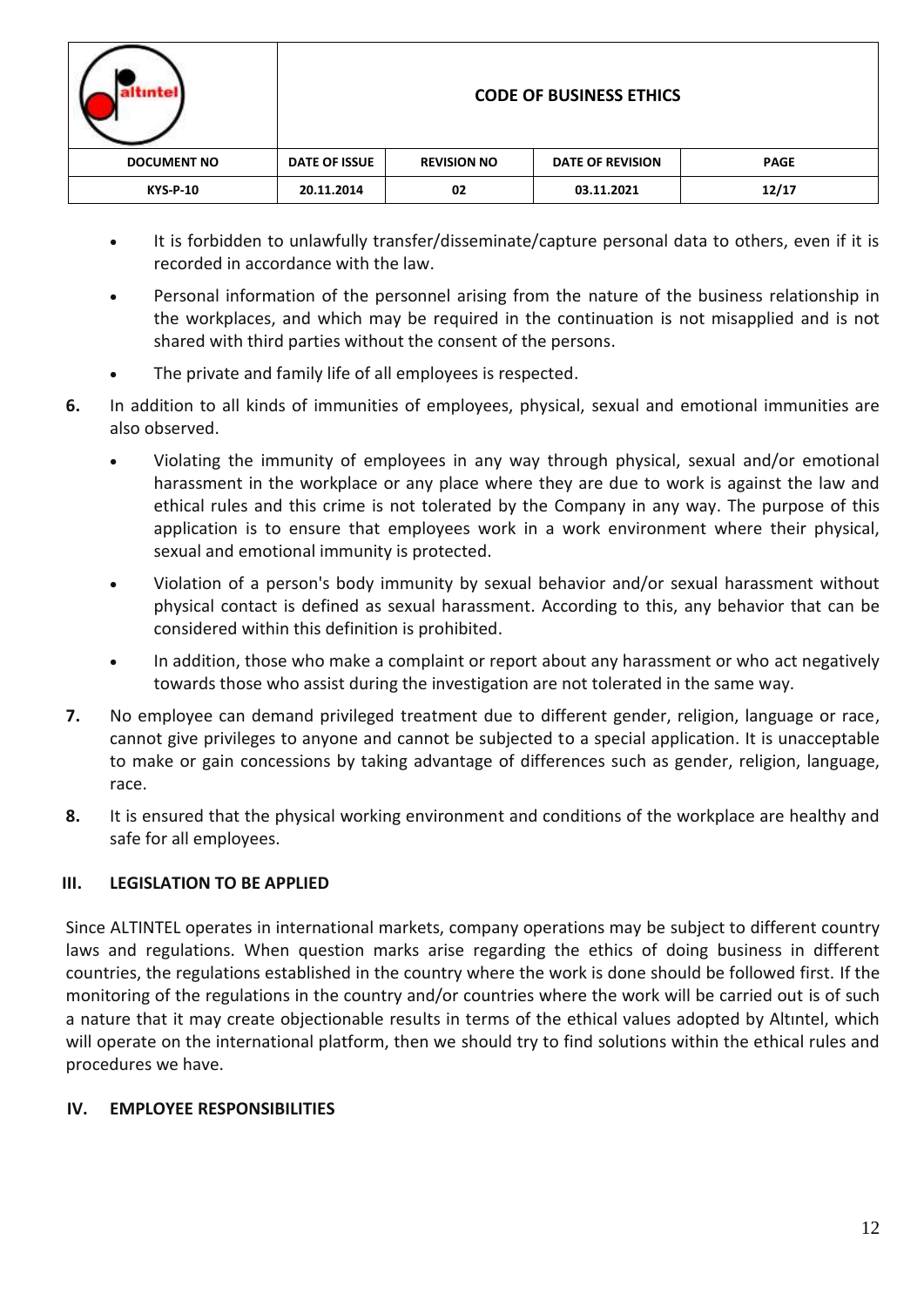- It is forbidden to unlawfully transfer/disseminate/capture personal data to others, even if it is recorded in accordance with the law.
- Personal information of the personnel arising from the nature of the business relationship in the workplaces, and which may be required in the continuation is not misapplied and is not shared with third parties without the consent of the persons.
- The private and family life of all employees is respected.

**6.** In addition to all kinds of immunities of employees, physical, sexual and emotional immunities are also observed.

- Violating the immunity of employees in any way through physical, sexual and/or emotional harassment in the workplace or any place where they are due to work is against the law and ethical rules and this crime is not tolerated by the Company in any way. The purpose of this application is to ensure that employees work in a work environment where their physical, sexual and emotional immunity is protected.
- Violation of a person's body immunity by sexual behavior and/or sexual harassment without physical contact is defined as sexual harassment. According to this, any behavior that can be considered within this definition is prohibited.
- In addition, those who make a complaint or report about any harassment or who act negatively towards those who assist during the investigation are not tolerated in the same way.

**7.** No employee can demand privileged treatment due to different gender, religion, language or race, cannot give privileges to anyone and cannot be subjected to a special application. It is unacceptable to make or gain concessions by taking advantage of differences such as gender, religion, language, race.

**8.** It is ensured that the physical working environment and conditions of the workplace are healthy and safe for all employees.

## III. LEGISLATION TO BE APPLIED

Since ALTINTEL operates in international markets, company operations may be subject to different country laws and regulations. When question marks arise regarding the ethics of doing business in different countries, the regulations established in the country where the work is done should be followed first. If the monitoring of the regulations in the country and/or countries where the work will be carried out is of such a nature that it may create objectionable results in terms of the ethical values adopted by Altıntel, which will operate on the international platform, then we should try to find solutions within the ethical rules and procedures we have.

## IV. EMPLOYEE RESPONSIBILITIES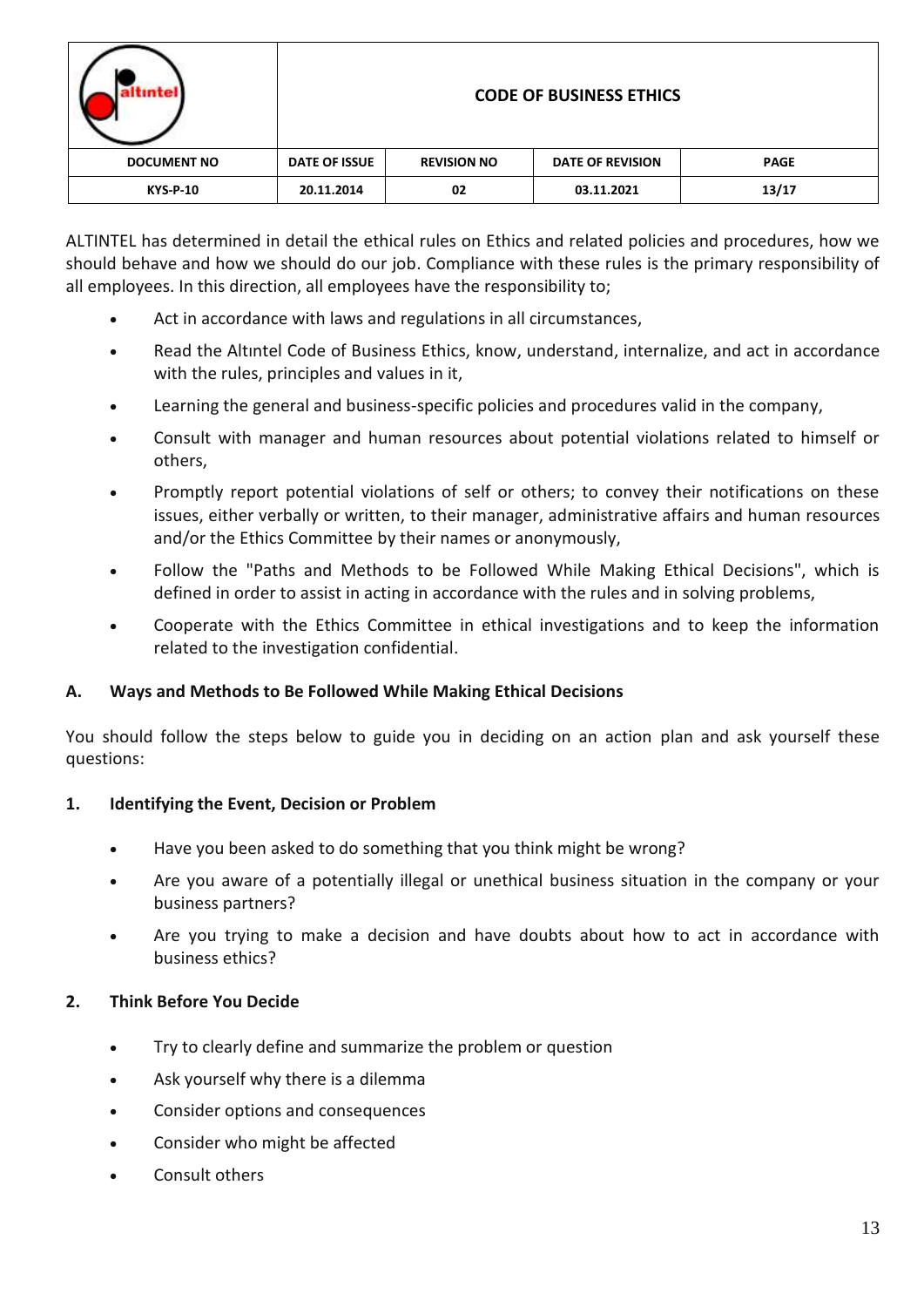ALTINTEL has determined in detail the ethical rules on Ethics and related policies and procedures, how we should behave and how we should do our job. Compliance with these rules is the primary responsibility of all employees. In this direction, all employees have the responsibility to;

- Act in accordance with laws and regulations in all circumstances,
- Read the Altıntel Code of Business Ethics, know, understand, internalize, and act in accordance with the rules, principles and values in it,
- Learning the general and business-specific policies and procedures valid in the company,
- Consult with manager and human resources about potential violations related to himself or others,
- Promptly report potential violations of self or others; to convey their notifications on these issues, either verbally or written, to their manager, administrative affairs and human resources and/or the Ethics Committee by their names or anonymously,
- Follow the "Paths and Methods to be Followed While Making Ethical Decisions", which is defined in order to assist in acting in accordance with the rules and in solving problems,
- Cooperate with the Ethics Committee in ethical investigations and to keep the information related to the investigation confidential.

## A. Ways and Methods to Be Followed While Making Ethical Decisions

You should follow the steps below to guide you in deciding on an action plan and ask yourself these questions:

### 1. Identifying the Event, Decision or Problem

- Have you been asked to do something that you think might be wrong?
- Are you aware of a potentially illegal or unethical business situation in the company or your business partners?
- Are you trying to make a decision and have doubts about how to act in accordance with business ethics?

### 2. Think Before You Decide

- Try to clearly define and summarize the problem or question
- Ask yourself why there is a dilemma
- Consider options and consequences
- Consider who might be affected
- Consult others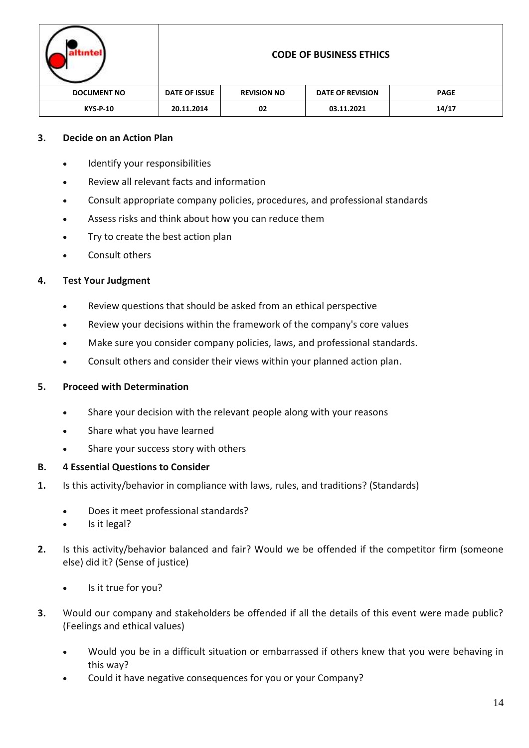### 3. Decide on an Action Plan

- Identify your responsibilities
- Review all relevant facts and information
- Consult appropriate company policies, procedures, and professional standards
- Assess risks and think about how you can reduce them
- Try to create the best action plan
- Consult others

### 4. Test Your Judgment

- Review questions that should be asked from an ethical perspective
- Review your decisions within the framework of the company's core values
- Make sure you consider company policies, laws, and professional standards.
- Consult others and consider their views within your planned action plan.

### 5. Proceed with Determination

- Share your decision with the relevant people along with your reasons
- Share what you have learned
- Share your success story with others

## B. 4 Essential Questions to Consider

1. Is this activity/behavior in compliance with laws, rules, and traditions? (Standards)

   - Does it meet professional standards?
   - Is it legal?

2. Is this activity/behavior balanced and fair? Would we be offended if the competitor firm (someone else) did it? (Sense of justice)

   - Is it true for you?

3. Would our company and stakeholders be offended if all the details of this event were made public? (Feelings and ethical values)

   - Would you be in a difficult situation or embarrassed if others knew that you were behaving in this way?
   - Could it have negative consequences for you or your Company?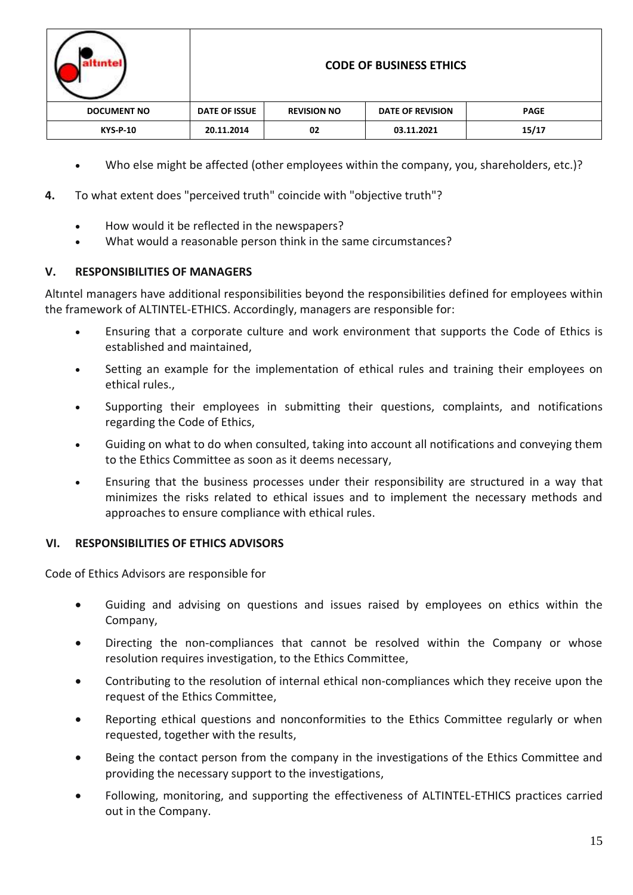- Who else might be affected (other employees within the company, you, shareholders, etc.)?

**4.** To what extent does "perceived truth" coincide with "objective truth"?

- How would it be reflected in the newspapers?
- What would a reasonable person think in the same circumstances?

## V. RESPONSIBILITIES OF MANAGERS

Altıntel managers have additional responsibilities beyond the responsibilities defined for employees within the framework of ALTINTEL-ETHICS. Accordingly, managers are responsible for:

- Ensuring that a corporate culture and work environment that supports the Code of Ethics is established and maintained,
- Setting an example for the implementation of ethical rules and training their employees on ethical rules.,
- Supporting their employees in submitting their questions, complaints, and notifications regarding the Code of Ethics,
- Guiding on what to do when consulted, taking into account all notifications and conveying them to the Ethics Committee as soon as it deems necessary,
- Ensuring that the business processes under their responsibility are structured in a way that minimizes the risks related to ethical issues and to implement the necessary methods and approaches to ensure compliance with ethical rules.

## VI. RESPONSIBILITIES OF ETHICS ADVISORS

Code of Ethics Advisors are responsible for

- Guiding and advising on questions and issues raised by employees on ethics within the Company,
- Directing the non-compliances that cannot be resolved within the Company or whose resolution requires investigation, to the Ethics Committee,
- Contributing to the resolution of internal ethical non-compliances which they receive upon the request of the Ethics Committee,
- Reporting ethical questions and nonconformities to the Ethics Committee regularly or when requested, together with the results,
- Being the contact person from the company in the investigations of the Ethics Committee and providing the necessary support to the investigations,
- Following, monitoring, and supporting the effectiveness of ALTINTEL-ETHICS practices carried out in the Company.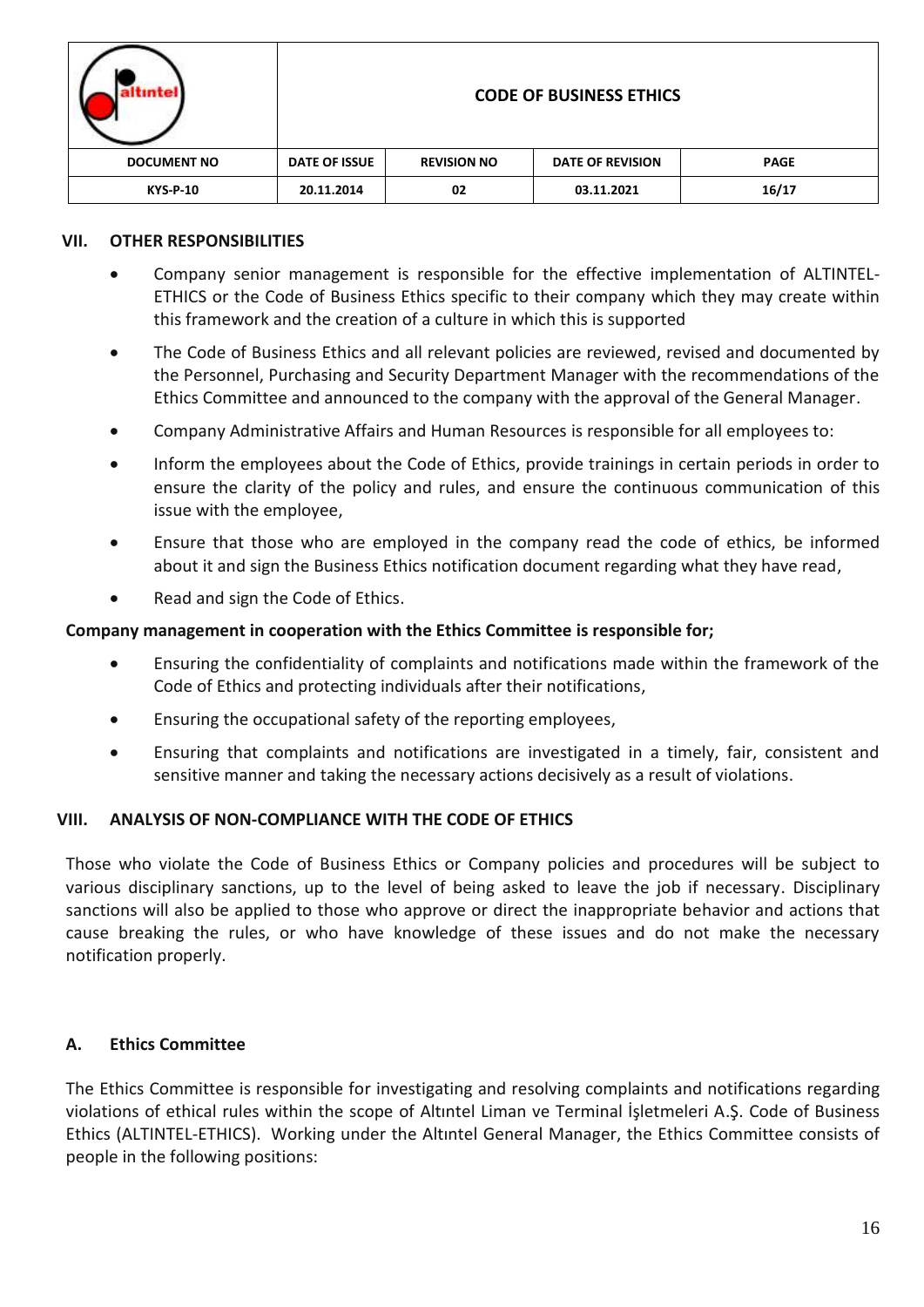## VII. OTHER RESPONSIBILITIES

- Company senior management is responsible for the effective implementation of ALTINTEL-ETHICS or the Code of Business Ethics specific to their company which they may create within this framework and the creation of a culture in which this is supported
- The Code of Business Ethics and all relevant policies are reviewed, revised and documented by the Personnel, Purchasing and Security Department Manager with the recommendations of the Ethics Committee and announced to the company with the approval of the General Manager.
- Company Administrative Affairs and Human Resources is responsible for all employees to:
- Inform the employees about the Code of Ethics, provide trainings in certain periods in order to ensure the clarity of the policy and rules, and ensure the continuous communication of this issue with the employee,
- Ensure that those who are employed in the company read the code of ethics, be informed about it and sign the Business Ethics notification document regarding what they have read,
- Read and sign the Code of Ethics.

**Company management in cooperation with the Ethics Committee is responsible for;**

- Ensuring the confidentiality of complaints and notifications made within the framework of the Code of Ethics and protecting individuals after their notifications,
- Ensuring the occupational safety of the reporting employees,
- Ensuring that complaints and notifications are investigated in a timely, fair, consistent and sensitive manner and taking the necessary actions decisively as a result of violations.

## VIII. ANALYSIS OF NON-COMPLIANCE WITH THE CODE OF ETHICS

Those who violate the Code of Business Ethics or Company policies and procedures will be subject to various disciplinary sanctions, up to the level of being asked to leave the job if necessary. Disciplinary sanctions will also be applied to those who approve or direct the inappropriate behavior and actions that cause breaking the rules, or who have knowledge of these issues and do not make the necessary notification properly.

### A. Ethics Committee

The Ethics Committee is responsible for investigating and resolving complaints and notifications regarding violations of ethical rules within the scope of Altıntel Liman ve Terminal İşletmeleri A.Ş. Code of Business Ethics (ALTINTEL-ETHICS). Working under the Altıntel General Manager, the Ethics Committee consists of people in the following positions: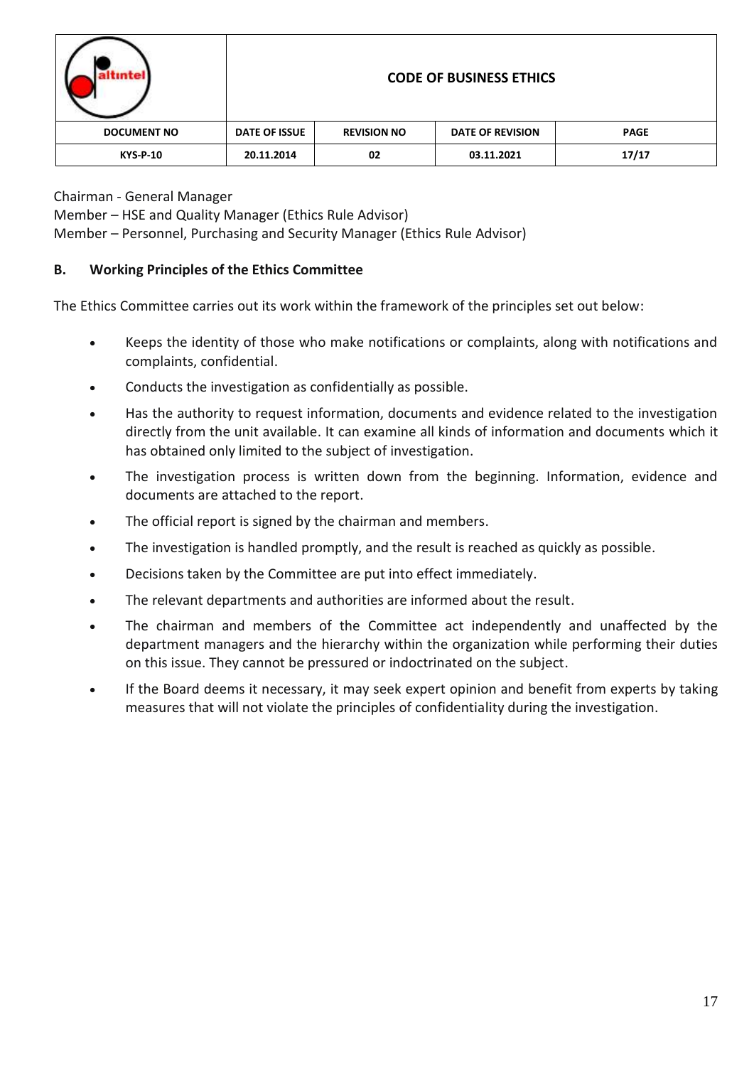Chairman - General Manager
Member – HSE and Quality Manager (Ethics Rule Advisor)
Member – Personnel, Purchasing and Security Manager (Ethics Rule Advisor)

### B. Working Principles of the Ethics Committee

The Ethics Committee carries out its work within the framework of the principles set out below:

- Keeps the identity of those who make notifications or complaints, along with notifications and complaints, confidential.
- Conducts the investigation as confidentially as possible.
- Has the authority to request information, documents and evidence related to the investigation directly from the unit available. It can examine all kinds of information and documents which it has obtained only limited to the subject of investigation.
- The investigation process is written down from the beginning. Information, evidence and documents are attached to the report.
- The official report is signed by the chairman and members.
- The investigation is handled promptly, and the result is reached as quickly as possible.
- Decisions taken by the Committee are put into effect immediately.
- The relevant departments and authorities are informed about the result.
- The chairman and members of the Committee act independently and unaffected by the department managers and the hierarchy within the organization while performing their duties on this issue. They cannot be pressured or indoctrinated on the subject.
- If the Board deems it necessary, it may seek expert opinion and benefit from experts by taking measures that will not violate the principles of confidentiality during the investigation.